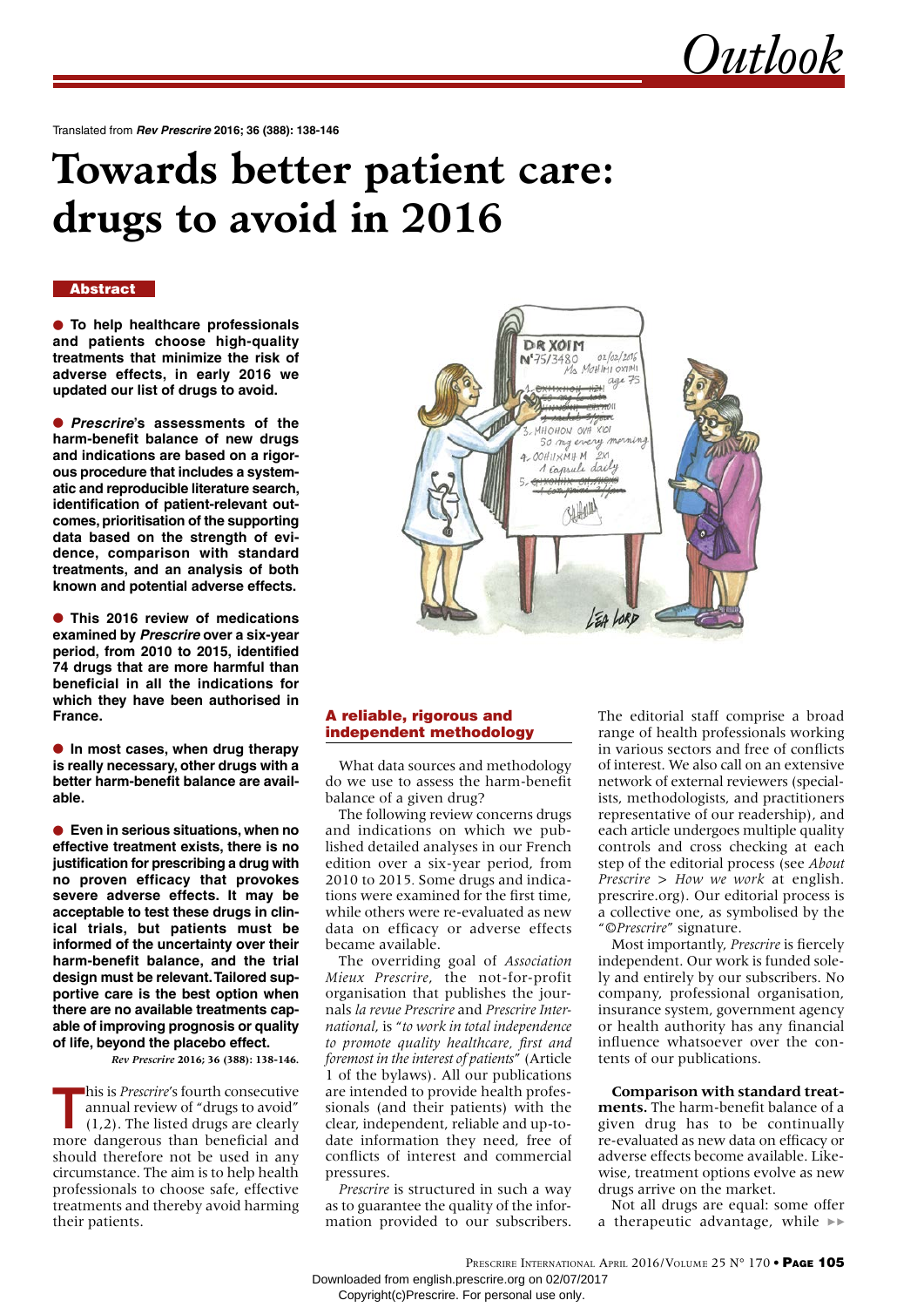Translated from ***Rev Prescrire* 2016; 36 (388): 138-146**

# Towards better patient care: drugs to avoid in 2016

## Abstract

- **To help healthcare professionals and patients choose high-quality treatments that minimize the risk of adverse effects, in early 2016 we updated our list of drugs to avoid.**

- ***Prescrire*'s assessments of the harm-benefit balance of new drugs and indications are based on a rigorous procedure that includes a systematic and reproducible literature search, identification of patient-relevant outcomes, prioritisation of the supporting data based on the strength of evidence, comparison with standard treatments, and an analysis of both known and potential adverse effects.**

- **This 2016 review of medications examined by *Prescrire* over a six-year period, from 2010 to 2015, identified 74 drugs that are more harmful than beneficial in all the indications for which they have been authorised in France.**

- **In most cases, when drug therapy is really necessary, other drugs with a better harm-benefit balance are available.**

- **Even in serious situations, when no effective treatment exists, there is no justification for prescribing a drug with no proven efficacy that provokes severe adverse effects. It may be acceptable to test these drugs in clinical trials, but patients must be informed of the uncertainty over their harm-benefit balance, and the trial design must be relevant. Tailored supportive care is the best option when there are no available treatments capable of improving prognosis or quality of life, beyond the placebo effect.**

*Rev Prescrire* **2016; 36 (388): 138-146.**

This is *Prescrire*'s fourth consecutive annual review of "drugs to avoid" (1,2). The listed drugs are clearly more dangerous than beneficial and should therefore not be used in any circumstance. The aim is to help health professionals to choose safe, effective treatments and thereby avoid harming their patients.

## A reliable, rigorous and independent methodology

What data sources and methodology do we use to assess the harm-benefit balance of a given drug?

The following review concerns drugs and indications on which we published detailed analyses in our French edition over a six-year period, from 2010 to 2015. Some drugs and indications were examined for the first time, while others were re-evaluated as new data on efficacy or adverse effects became available.

The overriding goal of *Association Mieux Prescrire*, the not-for-profit organisation that publishes the journals *la revue Prescrire* and *Prescrire International*, is "*to work in total independence to promote quality healthcare, first and foremost in the interest of patients*" (Article 1 of the bylaws). All our publications are intended to provide health professionals (and their patients) with the clear, independent, reliable and up-to-date information they need, free of conflicts of interest and commercial pressures.

*Prescrire* is structured in such a way as to guarantee the quality of the information provided to our subscribers. The editorial staff comprise a broad range of health professionals working in various sectors and free of conflicts of interest. We also call on an extensive network of external reviewers (specialists, methodologists, and practitioners representative of our readership), and each article undergoes multiple quality controls and cross checking at each step of the editorial process (see *About Prescrire > How we work* at english.prescrire.org). Our editorial process is a collective one, as symbolised by the "*©Prescrire*" signature.

Most importantly, *Prescrire* is fiercely independent. Our work is funded solely and entirely by our subscribers. No company, professional organisation, insurance system, government agency or health authority has any financial influence whatsoever over the contents of our publications.

**Comparison with standard treatments.** The harm-benefit balance of a given drug has to be continually re-evaluated as new data on efficacy or adverse effects become available. Likewise, treatment options evolve as new drugs arrive on the market.

Not all drugs are equal: some offer a therapeutic advantage, while ▸▸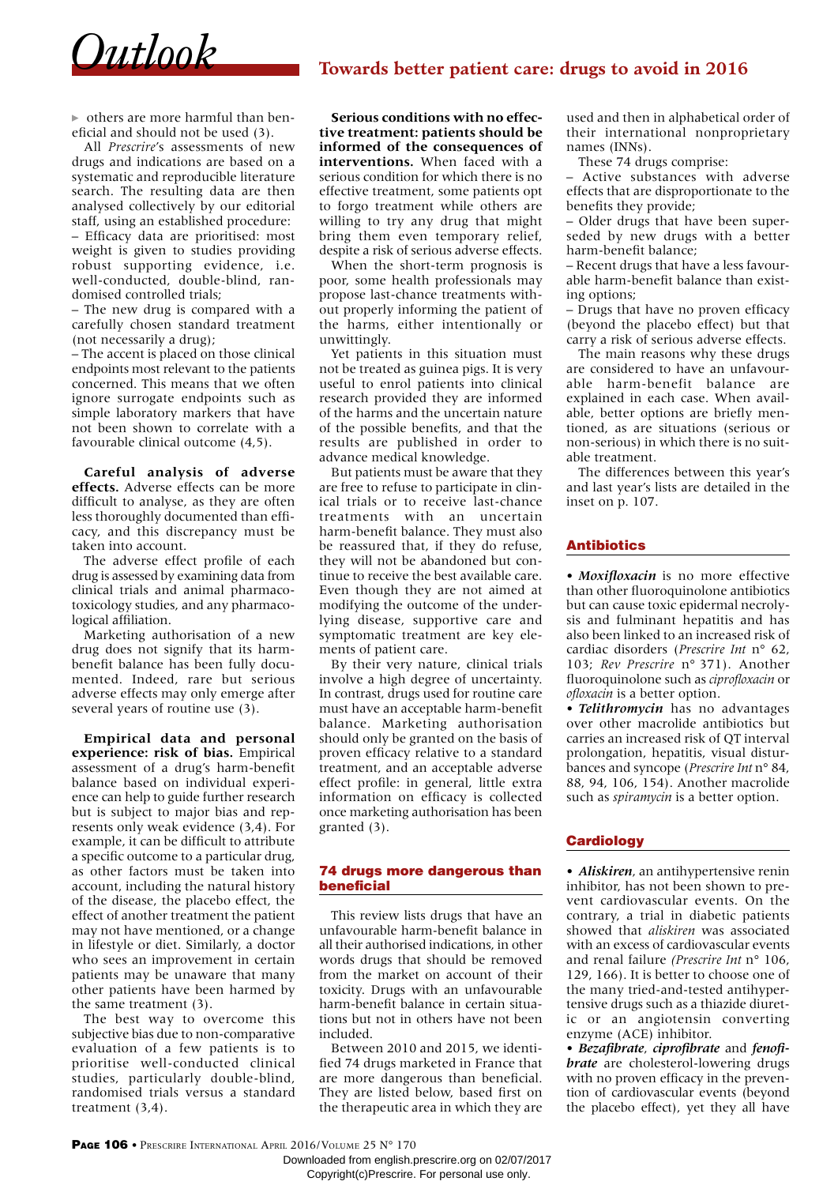others are more harmful than beneficial and should not be used (3).

All *Prescrire*'s assessments of new drugs and indications are based on a systematic and reproducible literature search. The resulting data are then analysed collectively by our editorial staff, using an established procedure:

– Efficacy data are prioritised: most weight is given to studies providing robust supporting evidence, i.e. well-conducted, double-blind, randomised controlled trials;

– The new drug is compared with a carefully chosen standard treatment (not necessarily a drug);

– The accent is placed on those clinical endpoints most relevant to the patients concerned. This means that we often ignore surrogate endpoints such as simple laboratory markers that have not been shown to correlate with a favourable clinical outcome (4,5).

**Careful analysis of adverse effects.** Adverse effects can be more difficult to analyse, as they are often less thoroughly documented than efficacy, and this discrepancy must be taken into account.

The adverse effect profile of each drug is assessed by examining data from clinical trials and animal pharmacotoxicology studies, and any pharmacological affiliation.

Marketing authorisation of a new drug does not signify that its harm-benefit balance has been fully documented. Indeed, rare but serious adverse effects may only emerge after several years of routine use (3).

**Empirical data and personal experience: risk of bias.** Empirical assessment of a drug's harm-benefit balance based on individual experience can help to guide further research but is subject to major bias and represents only weak evidence (3,4). For example, it can be difficult to attribute a specific outcome to a particular drug, as other factors must be taken into account, including the natural history of the disease, the placebo effect, the effect of another treatment the patient may not have mentioned, or a change in lifestyle or diet. Similarly, a doctor who sees an improvement in certain patients may be unaware that many other patients have been harmed by the same treatment (3).

The best way to overcome this subjective bias due to non-comparative evaluation of a few patients is to prioritise well-conducted clinical studies, particularly double-blind, randomised trials versus a standard treatment (3,4).

**Serious conditions with no effective treatment: patients should be informed of the consequences of interventions.** When faced with a serious condition for which there is no effective treatment, some patients opt to forgo treatment while others are willing to try any drug that might bring them even temporary relief, despite a risk of serious adverse effects.

When the short-term prognosis is poor, some health professionals may propose last-chance treatments without properly informing the patient of the harms, either intentionally or unwittingly.

Yet patients in this situation must not be treated as guinea pigs. It is very useful to enrol patients into clinical research provided they are informed of the harms and the uncertain nature of the possible benefits, and that the results are published in order to advance medical knowledge.

But patients must be aware that they are free to refuse to participate in clinical trials or to receive last-chance treatments with an uncertain harm-benefit balance. They must also be reassured that, if they do refuse, they will not be abandoned but continue to receive the best available care. Even though they are not aimed at modifying the outcome of the underlying disease, supportive care and symptomatic treatment are key elements of patient care.

By their very nature, clinical trials involve a high degree of uncertainty. In contrast, drugs used for routine care must have an acceptable harm-benefit balance. Marketing authorisation should only be granted on the basis of proven efficacy relative to a standard treatment, and an acceptable adverse effect profile: in general, little extra information on efficacy is collected once marketing authorisation has been granted (3).

## 74 drugs more dangerous than beneficial

This review lists drugs that have an unfavourable harm-benefit balance in all their authorised indications, in other words drugs that should be removed from the market on account of their toxicity. Drugs with an unfavourable harm-benefit balance in certain situations but not in others have not been included.

Between 2010 and 2015, we identified 74 drugs marketed in France that are more dangerous than beneficial. They are listed below, based first on the therapeutic area in which they are used and then in alphabetical order of their international nonproprietary names (INNs).

These 74 drugs comprise:

– Active substances with adverse effects that are disproportionate to the benefits they provide;

– Older drugs that have been superseded by new drugs with a better harm-benefit balance;

– Recent drugs that have a less favourable harm-benefit balance than existing options;

– Drugs that have no proven efficacy (beyond the placebo effect) but that carry a risk of serious adverse effects.

The main reasons why these drugs are considered to have an unfavourable harm-benefit balance are explained in each case. When available, better options are briefly mentioned, as are situations (serious or non-serious) in which there is no suitable treatment.

The differences between this year's and last year's lists are detailed in the inset on p. 107.

### Antibiotics

• ***Moxifloxacin*** is no more effective than other fluoroquinolone antibiotics but can cause toxic epidermal necrolysis and fulminant hepatitis and has also been linked to an increased risk of cardiac disorders (*Prescrire Int* n° 62, 103; *Rev Prescrire* n° 371). Another fluoroquinolone such as *ciprofloxacin* or *ofloxacin* is a better option.

• ***Telithromycin*** has no advantages over other macrolide antibiotics but carries an increased risk of QT interval prolongation, hepatitis, visual disturbances and syncope (*Prescrire Int* n° 84, 88, 94, 106, 154). Another macrolide such as *spiramycin* is a better option.

### Cardiology

• ***Aliskiren***, an antihypertensive renin inhibitor, has not been shown to prevent cardiovascular events. On the contrary, a trial in diabetic patients showed that *aliskiren* was associated with an excess of cardiovascular events and renal failure *(Prescrire Int* n° 106, 129, 166). It is better to choose one of the many tried-and-tested antihypertensive drugs such as a thiazide diuretic or an angiotensin converting enzyme (ACE) inhibitor.

• ***Bezafibrate***, ***ciprofibrate*** and ***fenofibrate*** are cholesterol-lowering drugs with no proven efficacy in the prevention of cardiovascular events (beyond the placebo effect), yet they all have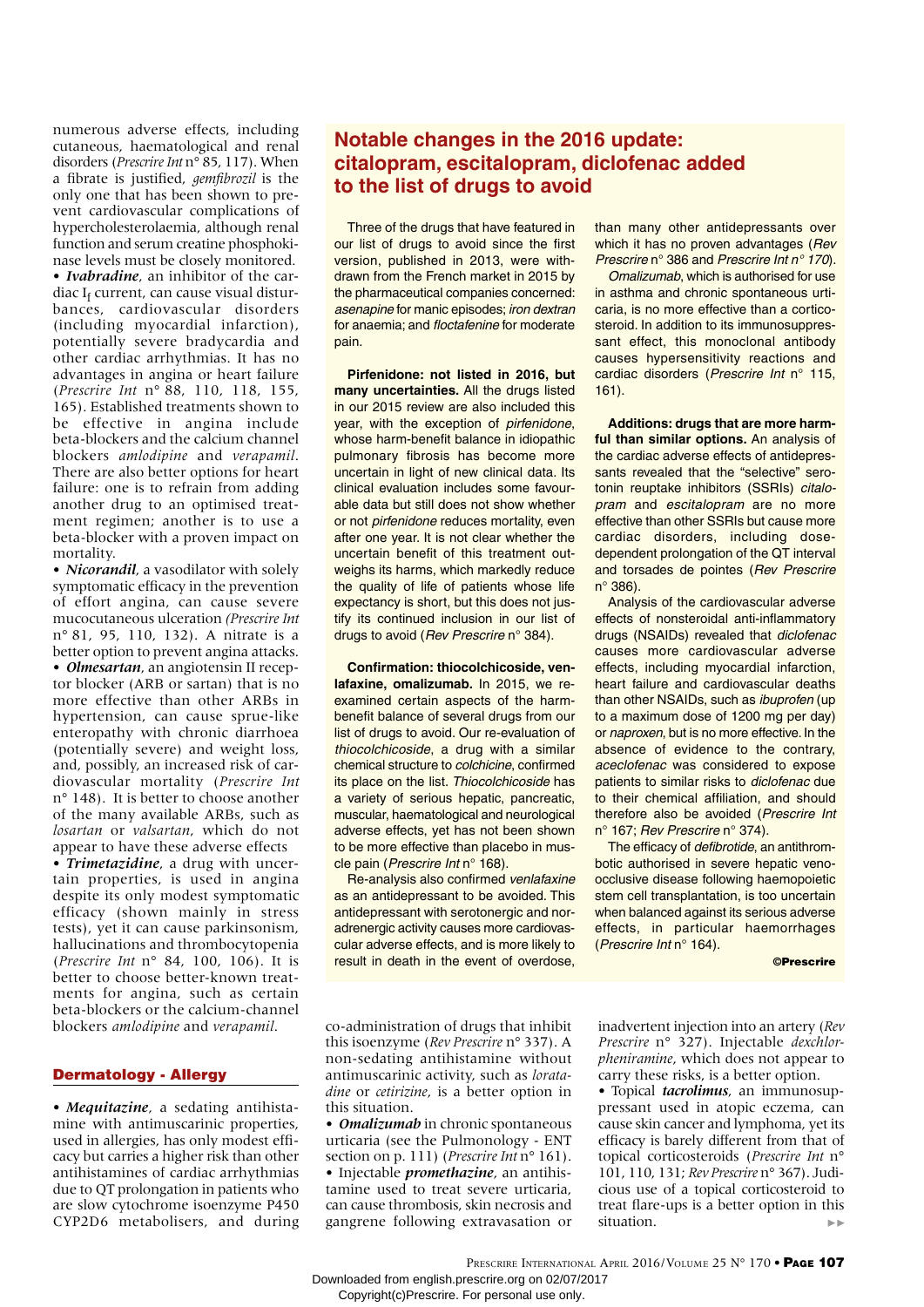numerous adverse effects, including cutaneous, haematological and renal disorders (*Prescrire Int* n° 85, 117). When a fibrate is justified, *gemfibrozil* is the only one that has been shown to prevent cardiovascular complications of hypercholesterolaemia, although renal function and serum creatine phosphokinase levels must be closely monitored.

• ***Ivabradine***, an inhibitor of the cardiac $I_f$ current, can cause visual disturbances, cardiovascular disorders (including myocardial infarction), potentially severe bradycardia and other cardiac arrhythmias. It has no advantages in angina or heart failure (*Prescrire Int* n° 88, 110, 118, 155, 165). Established treatments shown to be effective in angina include beta-blockers and the calcium channel blockers *amlodipine* and *verapamil*. There are also better options for heart failure: one is to refrain from adding another drug to an optimised treatment regimen; another is to use a beta-blocker with a proven impact on mortality.

• ***Nicorandil***, a vasodilator with solely symptomatic efficacy in the prevention of effort angina, can cause severe mucocutaneous ulceration (*Prescrire Int* n° 81, 95, 110, 132). A nitrate is a better option to prevent angina attacks.

• ***Olmesartan***, an angiotensin II receptor blocker (ARB or sartan) that is no more effective than other ARBs in hypertension, can cause sprue-like enteropathy with chronic diarrhoea (potentially severe) and weight loss, and, possibly, an increased risk of cardiovascular mortality (*Prescrire Int* n° 148). It is better to choose another of the many available ARBs, such as *losartan* or *valsartan*, which do not appear to have these adverse effects

• ***Trimetazidine***, a drug with uncertain properties, is used in angina despite its only modest symptomatic efficacy (shown mainly in stress tests), yet it can cause parkinsonism, hallucinations and thrombocytopenia (*Prescrire Int* n° 84, 100, 106). It is better to choose better-known treatments for angina, such as certain beta-blockers or the calcium-channel blockers *amlodipine* and *verapamil*.

## Notable changes in the 2016 update: citalopram, escitalopram, diclofenac added to the list of drugs to avoid

Three of the drugs that have featured in our list of drugs to avoid since the first version, published in 2013, were withdrawn from the French market in 2015 by the pharmaceutical companies concerned: *asenapine* for manic episodes; *iron dextran* for anaemia; and *floctafenine* for moderate pain.

**Pirfenidone: not listed in 2016, but many uncertainties.** All the drugs listed in our 2015 review are also included this year, with the exception of *pirfenidone*, whose harm-benefit balance in idiopathic pulmonary fibrosis has become more uncertain in light of new clinical data. Its clinical evaluation includes some favourable data but still does not show whether or not *pirfenidone* reduces mortality, even after one year. It is not clear whether the uncertain benefit of this treatment outweighs its harms, which markedly reduce the quality of life of patients whose life expectancy is short, but this does not justify its continued inclusion in our list of drugs to avoid (*Rev Prescrire* n° 384).

**Confirmation: thiocolchicoside, venlafaxine, omalizumab.** In 2015, we reexamined certain aspects of the harm-benefit balance of several drugs from our list of drugs to avoid. Our re-evaluation of *thiocolchicoside*, a drug with a similar chemical structure to *colchicine*, confirmed its place on the list. *Thiocolchicoside* has a variety of serious hepatic, pancreatic, muscular, haematological and neurological adverse effects, yet has not been shown to be more effective than placebo in muscle pain (*Prescrire Int* n° 168).

Re-analysis also confirmed *venlafaxine* as an antidepressant to be avoided. This antidepressant with serotonergic and noradrenergic activity causes more cardiovascular adverse effects, and is more likely to result in death in the event of overdose, than many other antidepressants over which it has no proven advantages (*Rev Prescrire* n° 386 and *Prescrire Int n° 170*).

*Omalizumab*, which is authorised for use in asthma and chronic spontaneous urticaria, is no more effective than a corticosteroid. In addition to its immunosuppressant effect, this monoclonal antibody causes hypersensitivity reactions and cardiac disorders (*Prescrire Int* n° 115, 161).

**Additions: drugs that are more harmful than similar options.** An analysis of the cardiac adverse effects of antidepressants revealed that the "selective" serotonin reuptake inhibitors (SSRIs) *citalopram* and *escitalopram* are no more effective than other SSRIs but cause more cardiac disorders, including dose-dependent prolongation of the QT interval and torsades de pointes (*Rev Prescrire* n° 386).

Analysis of the cardiovascular adverse effects of nonsteroidal anti-inflammatory drugs (NSAIDs) revealed that *diclofenac* causes more cardiovascular adverse effects, including myocardial infarction, heart failure and cardiovascular deaths than other NSAIDs, such as *ibuprofen* (up to a maximum dose of 1200 mg per day) or *naproxen*, but is no more effective. In the absence of evidence to the contrary, *aceclofenac* was considered to expose patients to similar risks to *diclofenac* due to their chemical affiliation, and should therefore also be avoided (*Prescrire Int* n° 167; *Rev Prescrire* n° 374).

The efficacy of *defibrotide*, an antithrombotic authorised in severe hepatic veno-occlusive disease following haemopoietic stem cell transplantation, is too uncertain when balanced against its serious adverse effects, in particular haemorrhages (*Prescrire Int* n° 164).

**©Prescrire**

## Dermatology - Allergy

• ***Mequitazine***, a sedating antihistamine with antimuscarinic properties, used in allergies, has only modest efficacy but carries a higher risk than other antihistamines of cardiac arrhythmias due to QT prolongation in patients who are slow cytochrome isoenzyme P450 CYP2D6 metabolisers, and during co-administration of drugs that inhibit this isoenzyme (*Rev Prescrire* n° 337). A non-sedating antihistamine without antimuscarinic activity, such as *loratadine* or *cetirizine*, is a better option in this situation.

• ***Omalizumab*** in chronic spontaneous urticaria (see the Pulmonology - ENT section on p. 111) (*Prescrire Int* n° 161).

• Injectable ***promethazine***, an antihistamine used to treat severe urticaria, can cause thrombosis, skin necrosis and gangrene following extravasation or inadvertent injection into an artery (*Rev Prescrire* n° 327). Injectable *dexchlorpheniramine*, which does not appear to carry these risks, is a better option.

• Topical ***tacrolimus***, an immunosuppressant used in atopic eczema, can cause skin cancer and lymphoma, yet its efficacy is barely different from that of topical corticosteroids (*Prescrire Int* n° 101, 110, 131; *Rev Prescrire* n° 367). Judicious use of a topical corticosteroid to treat flare-ups is a better option in this situation.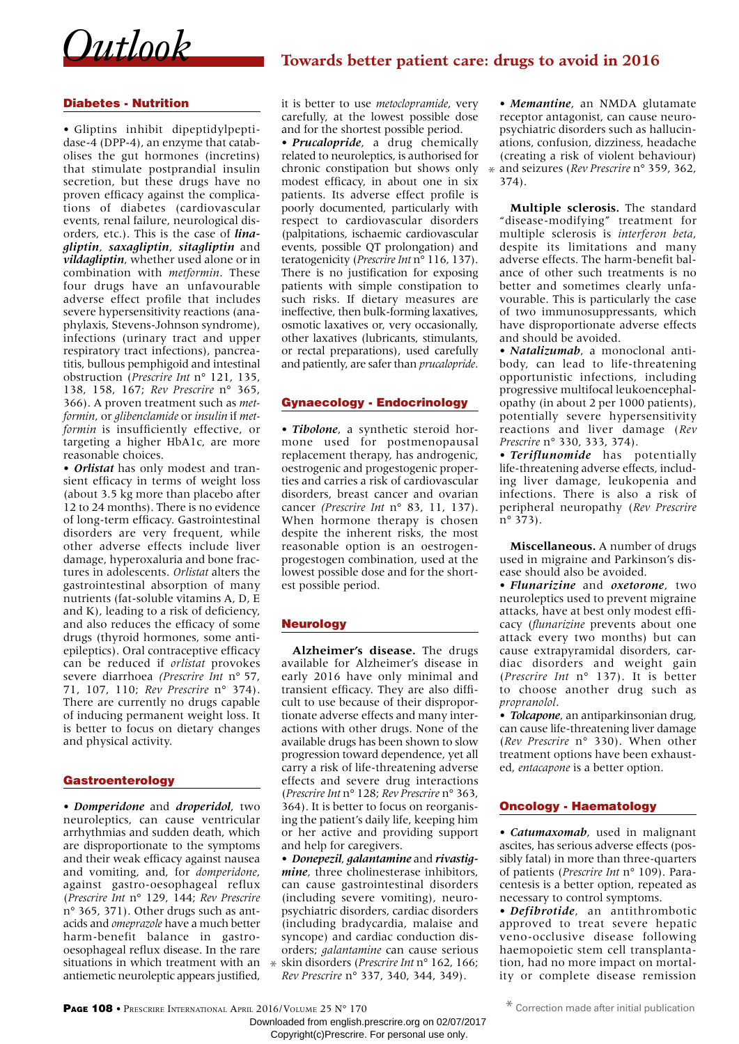# Towards better patient care: drugs to avoid in 2016

## Diabetes - Nutrition

• Gliptins inhibit dipeptidylpeptidase-4 (DPP-4), an enzyme that catabolises the gut hormones (incretins) that stimulate postprandial insulin secretion, but these drugs have no proven efficacy against the complications of diabetes (cardiovascular events, renal failure, neurological disorders, etc.). This is the case of ***linagliptin***, ***saxagliptin***, ***sitagliptin*** and ***vildagliptin***, whether used alone or in combination with *metformin*. These four drugs have an unfavourable adverse effect profile that includes severe hypersensitivity reactions (anaphylaxis, Stevens-Johnson syndrome), infections (urinary tract and upper respiratory tract infections), pancreatitis, bullous pemphigoid and intestinal obstruction (*Prescrire Int* n° 121, 135, 138, 158, 167; *Rev Prescrire* n° 365, 366). A proven treatment such as *metformin*, or *glibenclamide* or *insulin* if *metformin* is insufficiently effective, or targeting a higher HbA1c, are more reasonable choices.

• ***Orlistat*** has only modest and transient efficacy in terms of weight loss (about 3.5 kg more than placebo after 12 to 24 months). There is no evidence of long-term efficacy. Gastrointestinal disorders are very frequent, while other adverse effects include liver damage, hyperoxaluria and bone fractures in adolescents. *Orlistat* alters the gastrointestinal absorption of many nutrients (fat-soluble vitamins A, D, E and K), leading to a risk of deficiency, and also reduces the efficacy of some drugs (thyroid hormones, some antiepileptics). Oral contraceptive efficacy can be reduced if *orlistat* provokes severe diarrhoea *(Prescrire Int* n° 57, 71, 107, 110; *Rev Prescrire* n° 374). There are currently no drugs capable of inducing permanent weight loss. It is better to focus on dietary changes and physical activity.

## Gastroenterology

• ***Domperidone*** and ***droperidol***, two neuroleptics, can cause ventricular arrhythmias and sudden death, which are disproportionate to the symptoms and their weak efficacy against nausea and vomiting, and, for *domperidone*, against gastro-oesophageal reflux (*Prescrire Int* n° 129, 144; *Rev Prescrire* n° 365, 371). Other drugs such as antacids and *omeprazole* have a much better harm-benefit balance in gastro-oesophageal reflux disease. In the rare situations in which treatment with an antiemetic neuroleptic appears justified, it is better to use *metoclopramide*, very carefully, at the lowest possible dose and for the shortest possible period.

• ***Prucalopride***, a drug chemically related to neuroleptics, is authorised for chronic constipation but shows only modest efficacy, in about one in six patients. Its adverse effect profile is poorly documented, particularly with respect to cardiovascular disorders (palpitations, ischaemic cardiovascular events, possible QT prolongation) and teratogenicity (*Prescrire Int* n° 116, 137). There is no justification for exposing patients with simple constipation to such risks. If dietary measures are ineffective, then bulk-forming laxatives, osmotic laxatives or, very occasionally, other laxatives (lubricants, stimulants, or rectal preparations), used carefully and patiently, are safer than *prucalopride*.

## Gynaecology - Endocrinology

• ***Tibolone***, a synthetic steroid hormone used for postmenopausal replacement therapy, has androgenic, oestrogenic and progestogenic properties and carries a risk of cardiovascular disorders, breast cancer and ovarian cancer *(Prescrire Int* n° 83, 11, 137). When hormone therapy is chosen despite the inherent risks, the most reasonable option is an oestrogen-progestogen combination, used at the lowest possible dose and for the shortest possible period.

## Neurology

**Alzheimer's disease.** The drugs available for Alzheimer's disease in early 2016 have only minimal and transient efficacy. They are also difficult to use because of their disproportionate adverse effects and many interactions with other drugs. None of the available drugs has been shown to slow progression toward dependence, yet all carry a risk of life-threatening adverse effects and severe drug interactions (*Prescrire Int* n° 128; *Rev Prescrire* n° 363, 364). It is better to focus on reorganising the patient's daily life, keeping him or her active and providing support and help for caregivers.

• ***Donepezil***, ***galantamine*** and ***rivastigmine***, three cholinesterase inhibitors, can cause gastrointestinal disorders (including severe vomiting), neuropsychiatric disorders, cardiac disorders (including bradycardia, malaise and syncope) and cardiac conduction disorders; *galantamine* can cause serious skin disorders (*Prescrire Int* n° 162, 166; *Rev Prescrire* n° 337, 340, 344, 349).*

• ***Memantine***, an NMDA glutamate receptor antagonist, can cause neuropsychiatric disorders such as hallucinations, confusion, dizziness, headache (creating a risk of violent behaviour) and seizures (*Rev Prescrire* n° 359, 362, 374).*

**Multiple sclerosis.** The standard "disease-modifying" treatment for multiple sclerosis is *interferon beta*, despite its limitations and many adverse effects. The harm-benefit balance of other such treatments is no better and sometimes clearly unfavourable. This is particularly the case of two immunosuppressants, which have disproportionate adverse effects and should be avoided.

• ***Natalizumab***, a monoclonal antibody, can lead to life-threatening opportunistic infections, including progressive multifocal leukoencephalopathy (in about 2 per 1000 patients), potentially severe hypersensitivity reactions and liver damage (*Rev Prescrire* n° 330, 333, 374).

• ***Teriflunomide*** has potentially life-threatening adverse effects, including liver damage, leukopenia and infections. There is also a risk of peripheral neuropathy (*Rev Prescrire* n° 373).

**Miscellaneous.** A number of drugs used in migraine and Parkinson's disease should also be avoided.

• ***Flunarizine*** and ***oxetorone***, two neuroleptics used to prevent migraine attacks, have at best only modest efficacy (*flunarizine* prevents about one attack every two months) but can cause extrapyramidal disorders, cardiac disorders and weight gain (*Prescrire Int* n° 137). It is better to choose another drug such as *propranolol*.

• ***Tolcapone***, an antiparkinsonian drug, can cause life-threatening liver damage (*Rev Prescrire* n° 330). When other treatment options have been exhausted, *entacapone* is a better option.

## Oncology - Haematology

• ***Catumaxomab***, used in malignant ascites, has serious adverse effects (possibly fatal) in more than three-quarters of patients (*Prescrire Int* n° 109). Paracentesis is a better option, repeated as necessary to control symptoms.

• ***Defibrotide***, an antithrombotic approved to treat severe hepatic veno-occlusive disease following haemopoietic stem cell transplantation, had no more impact on mortality or complete disease remission

\* Correction made after initial publication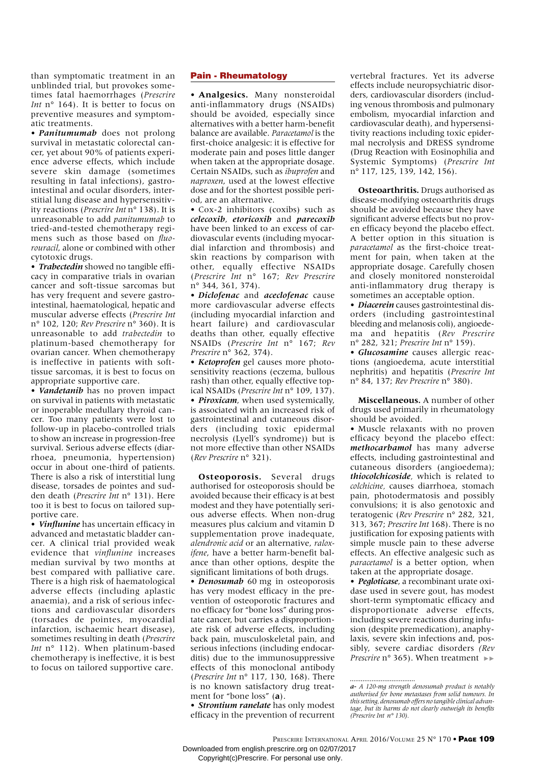than symptomatic treatment in an unblinded trial, but provokes sometimes fatal haemorrhages (*Prescrire Int* n° 164). It is better to focus on preventive measures and symptomatic treatments.

• ***Panitumumab*** does not prolong survival in metastatic colorectal cancer, yet about 90% of patients experience adverse effects, which include severe skin damage (sometimes resulting in fatal infections), gastrointestinal and ocular disorders, interstitial lung disease and hypersensitivity reactions (*Prescrire Int* n° 138). It is unreasonable to add *panitumumab* to tried-and-tested chemotherapy regimens such as those based on *fluorouracil*, alone or combined with other cytotoxic drugs.

• ***Trabectedin*** showed no tangible efficacy in comparative trials in ovarian cancer and soft-tissue sarcomas but has very frequent and severe gastrointestinal, haematological, hepatic and muscular adverse effects (*Prescrire Int* n° 102, 120; *Rev Prescrire* n° 360). It is unreasonable to add *trabectedin* to platinum-based chemotherapy for ovarian cancer. When chemotherapy is ineffective in patients with soft-tissue sarcomas, it is best to focus on appropriate supportive care.

• ***Vandetanib*** has no proven impact on survival in patients with metastatic or inoperable medullary thyroid cancer. Too many patients were lost to follow-up in placebo-controlled trials to show an increase in progression-free survival. Serious adverse effects (diarrhoea, pneumonia, hypertension) occur in about one-third of patients. There is also a risk of interstitial lung disease, torsades de pointes and sudden death (*Prescrire Int* n° 131). Here too it is best to focus on tailored supportive care.

• ***Vinflunine*** has uncertain efficacy in advanced and metastatic bladder cancer. A clinical trial provided weak evidence that *vinflunine* increases median survival by two months at best compared with palliative care. There is a high risk of haematological adverse effects (including aplastic anaemia), and a risk of serious infections and cardiovascular disorders (torsades de pointes, myocardial infarction, ischaemic heart disease), sometimes resulting in death (*Prescrire Int* n° 112). When platinum-based chemotherapy is ineffective, it is best to focus on tailored supportive care.

## Pain - Rheumatology

• **Analgesics.** Many nonsteroidal anti-inflammatory drugs (NSAIDs) should be avoided, especially since alternatives with a better harm-benefit balance are available. *Paracetamol* is the first-choice analgesic: it is effective for moderate pain and poses little danger when taken at the appropriate dosage. Certain NSAIDs, such as *ibuprofen* and *naproxen*, used at the lowest effective dose and for the shortest possible period, are an alternative.

• Cox-2 inhibitors (coxibs) such as ***celecoxib***, ***etoricoxib*** and ***parecoxib*** have been linked to an excess of cardiovascular events (including myocardial infarction and thrombosis) and skin reactions by comparison with other, equally effective NSAIDs (*Prescrire Int* n° 167; *Rev Prescrire* n° 344, 361, 374).

• ***Diclofenac*** and ***aceclofenac*** cause more cardiovascular adverse effects (including myocardial infarction and heart failure) and cardiovascular deaths than other, equally effective NSAIDs (*Prescrire Int* n° 167; *Rev Prescrire* n° 362, 374).

• ***Ketoprofen*** gel causes more photosensitivity reactions (eczema, bullous rash) than other, equally effective topical NSAIDs (*Prescrire Int* n° 109, 137).

• ***Piroxicam***, when used systemically, is associated with an increased risk of gastrointestinal and cutaneous disorders (including toxic epidermal necrolysis (Lyell's syndrome)) but is not more effective than other NSAIDs (*Rev Prescrire* n° 321).

**Osteoporosis.** Several drugs authorised for osteoporosis should be avoided because their efficacy is at best modest and they have potentially serious adverse effects. When non-drug measures plus calcium and vitamin D supplementation prove inadequate, *alendronic acid* or an alternative, *raloxifene*, have a better harm-benefit balance than other options, despite the significant limitations of both drugs.

• ***Denosumab*** 60 mg in osteoporosis has very modest efficacy in the prevention of osteoporotic fractures and no efficacy for "bone loss" during prostate cancer, but carries a disproportionate risk of adverse effects, including back pain, musculoskeletal pain, and serious infections (including endocarditis) due to the immunosuppressive effects of this monoclonal antibody (*Prescrire Int* n° 117, 130, 168). There is no known satisfactory drug treatment for "bone loss" (**a**).

• ***Strontium ranelate*** has only modest efficacy in the prevention of recurrent vertebral fractures. Yet its adverse effects include neuropsychiatric disorders, cardiovascular disorders (including venous thrombosis and pulmonary embolism, myocardial infarction and cardiovascular death), and hypersensitivity reactions including toxic epidermal necrolysis and DRESS syndrome (Drug Reaction with Eosinophilia and Systemic Symptoms) (*Prescrire Int* n° 117, 125, 139, 142, 156).

**Osteoarthritis.** Drugs authorised as disease-modifying osteoarthritis drugs should be avoided because they have significant adverse effects but no proven efficacy beyond the placebo effect. A better option in this situation is *paracetamol* as the first-choice treatment for pain, when taken at the appropriate dosage. Carefully chosen and closely monitored nonsteroidal anti-inflammatory drug therapy is sometimes an acceptable option.

• ***Diacerein*** causes gastrointestinal disorders (including gastrointestinal bleeding and melanosis coli), angioedema and hepatitis (*Rev Prescrire* n° 282, 321; *Prescrire Int* n° 159).

• ***Glucosamine*** causes allergic reactions (angioedema, acute interstitial nephritis) and hepatitis (*Prescrire Int* n° 84, 137; *Rev Prescrire* n° 380).

**Miscellaneous.** A number of other drugs used primarily in rheumatology should be avoided.

• Muscle relaxants with no proven efficacy beyond the placebo effect: ***methocarbamol*** has many adverse effects, including gastrointestinal and cutaneous disorders (angioedema); ***thiocolchicoside***, which is related to *colchicine*, causes diarrhoea, stomach pain, photodermatosis and possibly convulsions; it is also genotoxic and teratogenic (*Rev Prescrire* n° 282, 321, 313, 367; *Prescrire Int* 168). There is no justification for exposing patients with simple muscle pain to these adverse effects. An effective analgesic such as *paracetamol* is a better option, when taken at the appropriate dosage.

• ***Pegloticase***, a recombinant urate oxidase used in severe gout, has modest short-term symptomatic efficacy and disproportionate adverse effects, including severe reactions during infusion (despite premedication), anaphylaxis, severe skin infections and, possibly, severe cardiac disorders (*Rev Prescrire* n° 365). When treatment ▸▸

---

*a- A 120-mg strength denosumab product is notably authorised for bone metastases from solid tumours. In this setting, denosumab offers no tangible clinical advantage, but its harms do not clearly outweigh its benefits (Prescrire Int n° 130).*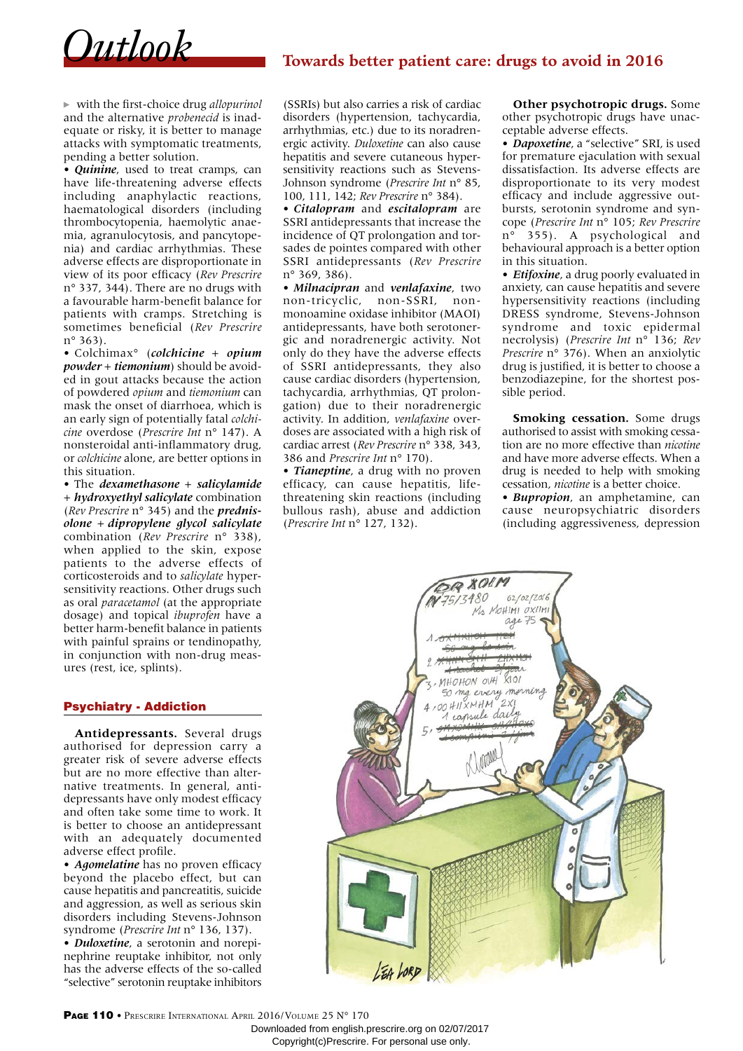▸ with the first-choice drug *allopurinol* and the alternative *probenecid* is inadequate or risky, it is better to manage attacks with symptomatic treatments, pending a better solution.

• ***Quinine***, used to treat cramps, can have life-threatening adverse effects including anaphylactic reactions, haematological disorders (including thrombocytopenia, haemolytic anaemia, agranulocytosis, and pancytopenia) and cardiac arrhythmias. These adverse effects are disproportionate in view of its poor efficacy (*Rev Prescrire* n° 337, 344). There are no drugs with a favourable harm-benefit balance for patients with cramps. Stretching is sometimes beneficial (*Rev Prescrire* n° 363).

• Colchimax° (***colchicine*** + ***opium powder*** + ***tiemonium***) should be avoided in gout attacks because the action of powdered *opium* and *tiemonium* can mask the onset of diarrhoea, which is an early sign of potentially fatal *colchicine* overdose (*Prescrire Int* n° 147). A nonsteroidal anti-inflammatory drug, or *colchicine* alone, are better options in this situation.

• The ***dexamethasone*** + ***salicylamide*** + ***hydroxyethyl salicylate*** combination (*Rev Prescrire* n° 345) and the ***prednisolone*** + ***dipropylene glycol salicylate*** combination (*Rev Prescrire* n° 338), when applied to the skin, expose patients to the adverse effects of corticosteroids and to *salicylate* hypersensitivity reactions. Other drugs such as oral *paracetamol* (at the appropriate dosage) and topical *ibuprofen* have a better harm-benefit balance in patients with painful sprains or tendinopathy, in conjunction with non-drug measures (rest, ice, splints).

## Psychiatry - Addiction

**Antidepressants.** Several drugs authorised for depression carry a greater risk of severe adverse effects but are no more effective than alternative treatments. In general, antidepressants have only modest efficacy and often take some time to work. It is better to choose an antidepressant with an adequately documented adverse effect profile.

• ***Agomelatine*** has no proven efficacy beyond the placebo effect, but can cause hepatitis and pancreatitis, suicide and aggression, as well as serious skin disorders including Stevens-Johnson syndrome (*Prescrire Int* n° 136, 137).

• ***Duloxetine***, a serotonin and norepinephrine reuptake inhibitor, not only has the adverse effects of the so-called "selective" serotonin reuptake inhibitors (SSRIs) but also carries a risk of cardiac disorders (hypertension, tachycardia, arrhythmias, etc.) due to its noradrenergic activity. *Duloxetine* can also cause hepatitis and severe cutaneous hypersensitivity reactions such as Stevens-Johnson syndrome (*Prescrire Int* n° 85, 100, 111, 142; *Rev Prescrire* n° 384).

• ***Citalopram*** and ***escitalopram*** are SSRI antidepressants that increase the incidence of QT prolongation and torsades de pointes compared with other SSRI antidepressants (*Rev Prescrire* n° 369, 386).

• ***Milnacipran*** and ***venlafaxine***, two non-tricyclic, non-SSRI, non-monoamine oxidase inhibitor (MAOI) antidepressants, have both serotonergic and noradrenergic activity. Not only do they have the adverse effects of SSRI antidepressants, they also cause cardiac disorders (hypertension, tachycardia, arrhythmias, QT prolongation) due to their noradrenergic activity. In addition, *venlafaxine* overdoses are associated with a high risk of cardiac arrest (*Rev Prescrire* n° 338, 343, 386 and *Prescrire Int* n° 170).

• ***Tianeptine***, a drug with no proven efficacy, can cause hepatitis, life-threatening skin reactions (including bullous rash), abuse and addiction (*Prescrire Int* n° 127, 132).

**Other psychotropic drugs.** Some other psychotropic drugs have unacceptable adverse effects.

• ***Dapoxetine***, a "selective" SRI, is used for premature ejaculation with sexual dissatisfaction. Its adverse effects are disproportionate to its very modest efficacy and include aggressive outbursts, serotonin syndrome and syncope (*Prescrire Int* n° 105; *Rev Prescrire* n° 355). A psychological and behavioural approach is a better option in this situation.

• ***Etifoxine***, a drug poorly evaluated in anxiety, can cause hepatitis and severe hypersensitivity reactions (including DRESS syndrome, Stevens-Johnson syndrome and toxic epidermal necrolysis) (*Prescrire Int* n° 136; *Rev Prescrire* n° 376). When an anxiolytic drug is justified, it is better to choose a benzodiazepine, for the shortest possible period.

**Smoking cessation.** Some drugs authorised to assist with smoking cessation are no more effective than *nicotine* and have more adverse effects. When a drug is needed to help with smoking cessation, *nicotine* is a better choice.

• ***Bupropion***, an amphetamine, can cause neuropsychiatric disorders (including aggressiveness, depression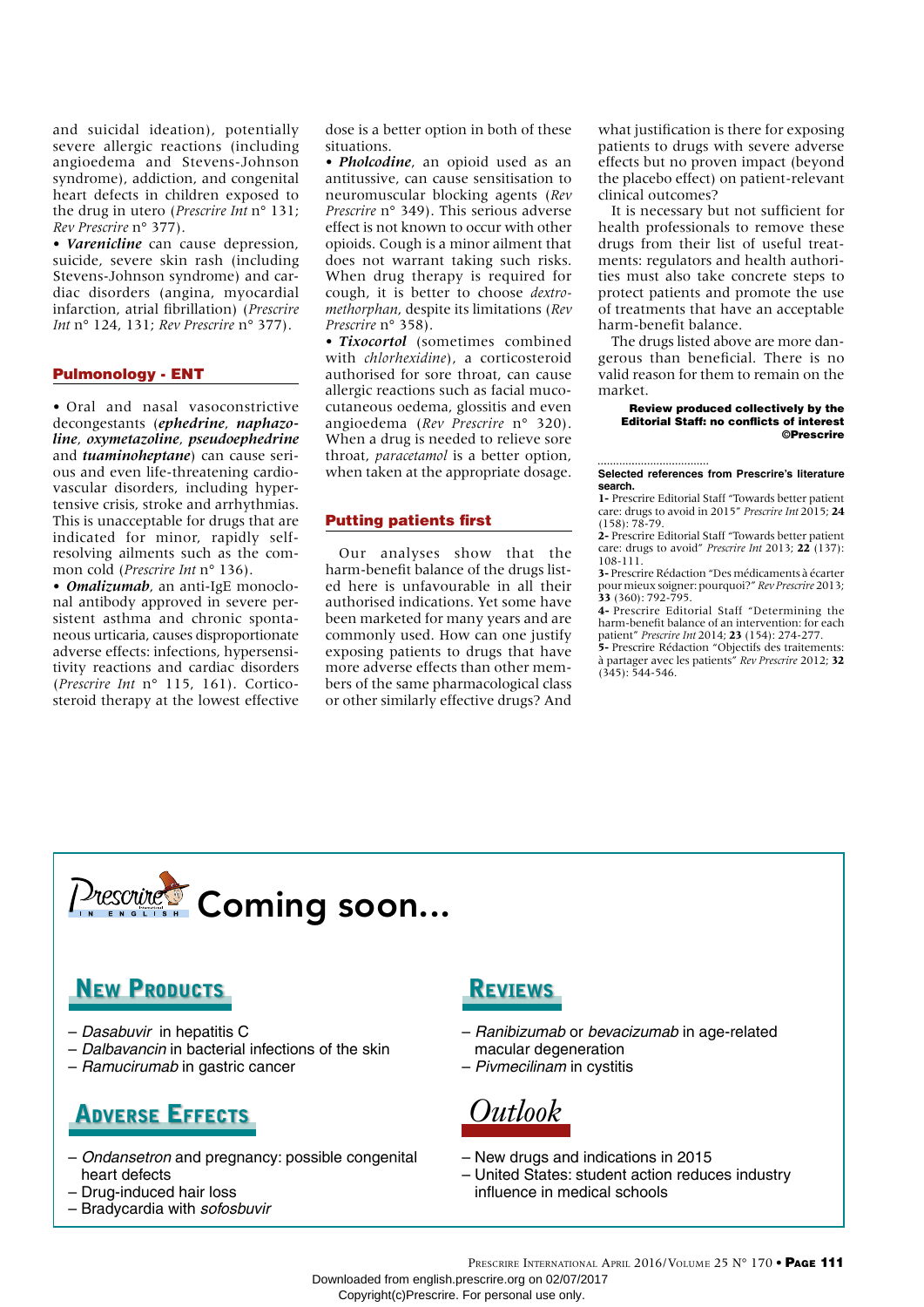and suicidal ideation), potentially severe allergic reactions (including angioedema and Stevens-Johnson syndrome), addiction, and congenital heart defects in children exposed to the drug in utero (*Prescrire Int* n° 131; *Rev Prescrire* n° 377).

• ***Varenicline*** can cause depression, suicide, severe skin rash (including Stevens-Johnson syndrome) and cardiac disorders (angina, myocardial infarction, atrial fibrillation) (*Prescrire Int* n° 124, 131; *Rev Prescrire* n° 377).

## Pulmonology - ENT

• Oral and nasal vasoconstrictive decongestants (***ephedrine***, ***naphazoline***, ***oxymetazoline***, ***pseudoephedrine*** and ***tuaminoheptane***) can cause serious and even life-threatening cardiovascular disorders, including hypertensive crisis, stroke and arrhythmias. This is unacceptable for drugs that are indicated for minor, rapidly self-resolving ailments such as the common cold (*Prescrire Int* n° 136).

• ***Omalizumab***, an anti-IgE monoclonal antibody approved in severe persistent asthma and chronic spontaneous urticaria, causes disproportionate adverse effects: infections, hypersensitivity reactions and cardiac disorders (*Prescrire Int* n° 115, 161). Corticosteroid therapy at the lowest effective dose is a better option in both of these situations.

• ***Pholcodine***, an opioid used as an antitussive, can cause sensitisation to neuromuscular blocking agents (*Rev Prescrire* n° 349). This serious adverse effect is not known to occur with other opioids. Cough is a minor ailment that does not warrant taking such risks. When drug therapy is required for cough, it is better to choose *dextromethorphan*, despite its limitations (*Rev Prescrire* n° 358).

• ***Tixocortol*** (sometimes combined with *chlorhexidine*), a corticosteroid authorised for sore throat, can cause allergic reactions such as facial mucocutaneous oedema, glossitis and even angioedema (*Rev Prescrire* n° 320). When a drug is needed to relieve sore throat, *paracetamol* is a better option, when taken at the appropriate dosage.

## Putting patients first

Our analyses show that the harm-benefit balance of the drugs listed here is unfavourable in all their authorised indications. Yet some have been marketed for many years and are commonly used. How can one justify exposing patients to drugs that have more adverse effects than other members of the same pharmacological class or other similarly effective drugs? And what justification is there for exposing patients to drugs with severe adverse effects but no proven impact (beyond the placebo effect) on patient-relevant clinical outcomes?

It is necessary but not sufficient for health professionals to remove these drugs from their list of useful treatments: regulators and health authorities must also take concrete steps to protect patients and promote the use of treatments that have an acceptable harm-benefit balance.

The drugs listed above are more dangerous than beneficial. There is no valid reason for them to remain on the market.

**Review produced collectively by the Editorial Staff: no conflicts of interest ©Prescrire**

**Selected references from Prescrire's literature search.**

1- Prescrire Editorial Staff "Towards better patient care: drugs to avoid in 2015" *Prescrire Int* 2015; **24** (158): 78-79.

2- Prescrire Editorial Staff "Towards better patient care: drugs to avoid" *Prescrire Int* 2013; **22** (137): 108-111.

3- Prescrire Rédaction "Des médicaments à écarter pour mieux soigner: pourquoi?" *Rev Prescrire* 2013; **33** (360): 792-795.

4- Prescrire Editorial Staff "Determining the harm-benefit balance of an intervention: for each patient" *Prescrire Int* 2014; **23** (154): 274-277.

5- Prescrire Rédaction "Objectifs des traitements: à partager avec les patients" *Rev Prescrire* 2012; **32** (345): 544-546.

---

# Prescrire in English — Coming soon...

## New Products

– *Dasabuvir* in hepatitis C
– *Dalbavancin* in bacterial infections of the skin
– *Ramucirumab* in gastric cancer

## Adverse Effects

– *Ondansetron* and pregnancy: possible congenital heart defects
– Drug-induced hair loss
– Bradycardia with *sofosbuvir*

## Reviews

– *Ranibizumab* or *bevacizumab* in age-related macular degeneration
– *Pivmecilinam* in cystitis

## Outlook

– New drugs and indications in 2015
– United States: student action reduces industry influence in medical schools